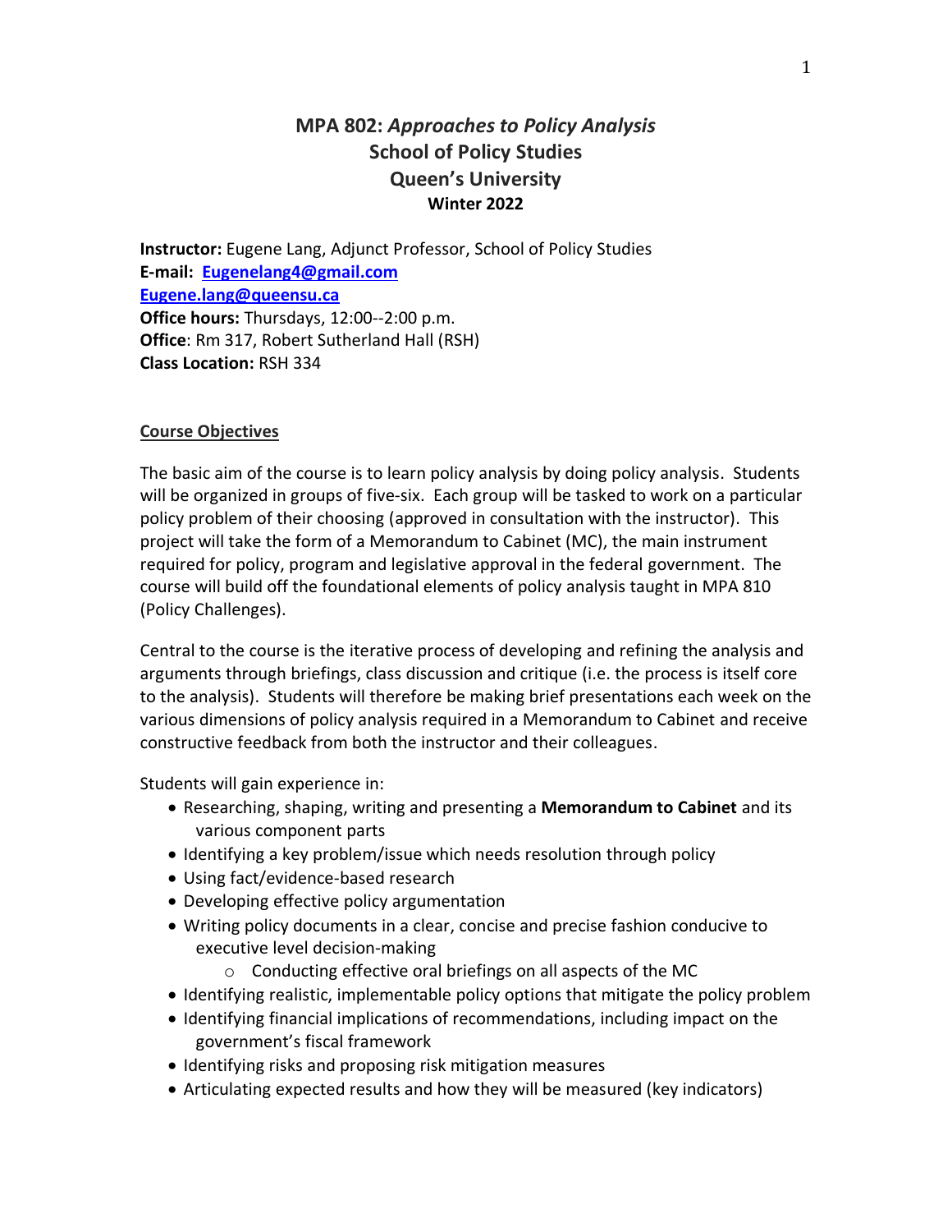# MPA 802: *Approaches to Policy Analysis*
## School of Policy Studies
## Queen's University
### Winter 2022

**Instructor:** Eugene Lang, Adjunct Professor, School of Policy Studies
**E-mail:** **Eugenelang4@gmail.com**
**Eugene.lang@queensu.ca**
**Office hours:** Thursdays, 12:00--2:00 p.m.
**Office**: Rm 317, Robert Sutherland Hall (RSH)
**Class Location:** RSH 334

**Course Objectives**

The basic aim of the course is to learn policy analysis by doing policy analysis. Students will be organized in groups of five-six. Each group will be tasked to work on a particular policy problem of their choosing (approved in consultation with the instructor). This project will take the form of a Memorandum to Cabinet (MC), the main instrument required for policy, program and legislative approval in the federal government. The course will build off the foundational elements of policy analysis taught in MPA 810 (Policy Challenges).

Central to the course is the iterative process of developing and refining the analysis and arguments through briefings, class discussion and critique (i.e. the process is itself core to the analysis). Students will therefore be making brief presentations each week on the various dimensions of policy analysis required in a Memorandum to Cabinet and receive constructive feedback from both the instructor and their colleagues.

Students will gain experience in:

- Researching, shaping, writing and presenting a **Memorandum to Cabinet** and its various component parts
- Identifying a key problem/issue which needs resolution through policy
- Using fact/evidence-based research
- Developing effective policy argumentation
- Writing policy documents in a clear, concise and precise fashion conducive to executive level decision-making
    - Conducting effective oral briefings on all aspects of the MC
- Identifying realistic, implementable policy options that mitigate the policy problem
- Identifying financial implications of recommendations, including impact on the government's fiscal framework
- Identifying risks and proposing risk mitigation measures
- Articulating expected results and how they will be measured (key indicators)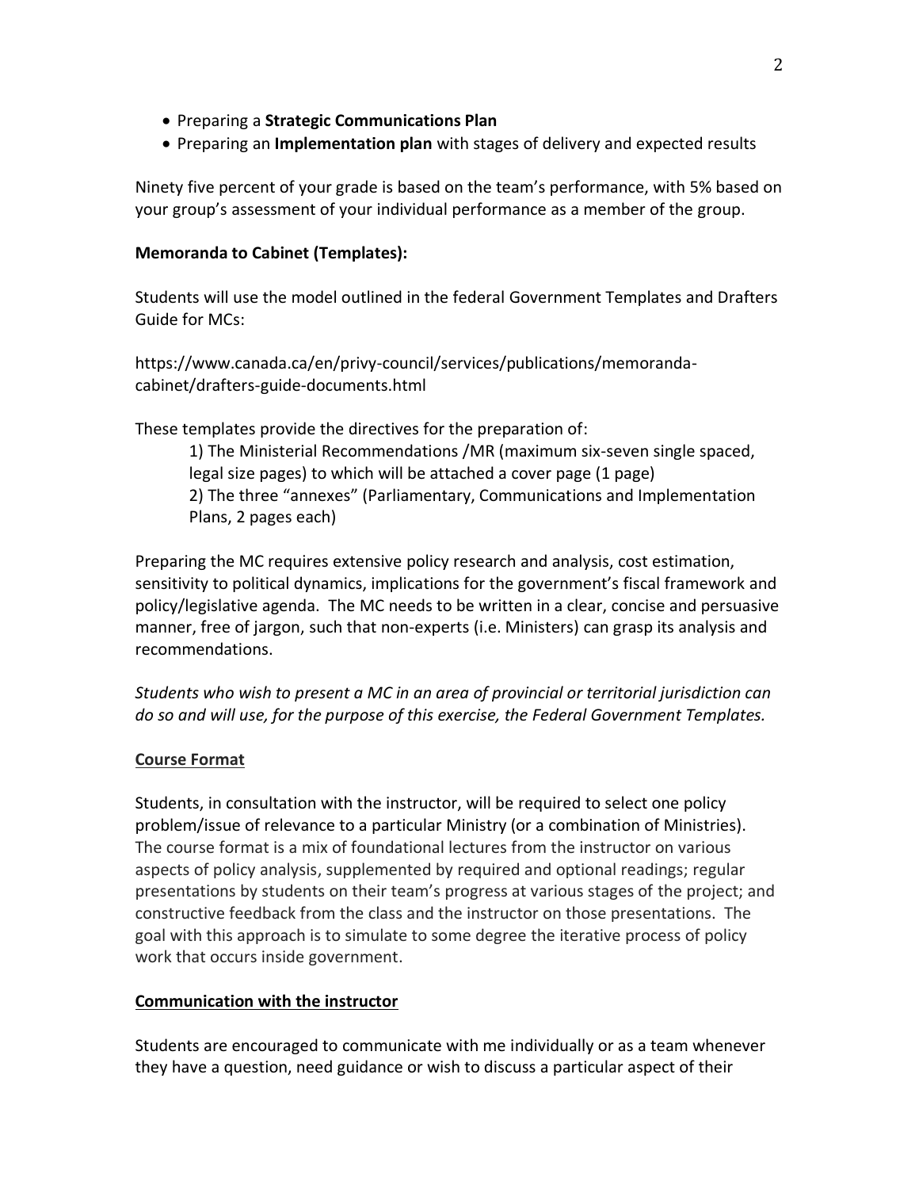- Preparing a **Strategic Communications Plan**
- Preparing an **Implementation plan** with stages of delivery and expected results

Ninety five percent of your grade is based on the team's performance, with 5% based on your group's assessment of your individual performance as a member of the group.

**Memoranda to Cabinet (Templates):**

Students will use the model outlined in the federal Government Templates and Drafters Guide for MCs:

https://www.canada.ca/en/privy-council/services/publications/memoranda-cabinet/drafters-guide-documents.html

These templates provide the directives for the preparation of:

> 1) The Ministerial Recommendations /MR (maximum six-seven single spaced, legal size pages) to which will be attached a cover page (1 page)
> 2) The three "annexes" (Parliamentary, Communications and Implementation Plans, 2 pages each)

Preparing the MC requires extensive policy research and analysis, cost estimation, sensitivity to political dynamics, implications for the government's fiscal framework and policy/legislative agenda. The MC needs to be written in a clear, concise and persuasive manner, free of jargon, such that non-experts (i.e. Ministers) can grasp its analysis and recommendations.

*Students who wish to present a MC in an area of provincial or territorial jurisdiction can do so and will use, for the purpose of this exercise, the Federal Government Templates.*

## Course Format

Students, in consultation with the instructor, will be required to select one policy problem/issue of relevance to a particular Ministry (or a combination of Ministries). The course format is a mix of foundational lectures from the instructor on various aspects of policy analysis, supplemented by required and optional readings; regular presentations by students on their team's progress at various stages of the project; and constructive feedback from the class and the instructor on those presentations. The goal with this approach is to simulate to some degree the iterative process of policy work that occurs inside government.

## Communication with the instructor

Students are encouraged to communicate with me individually or as a team whenever they have a question, need guidance or wish to discuss a particular aspect of their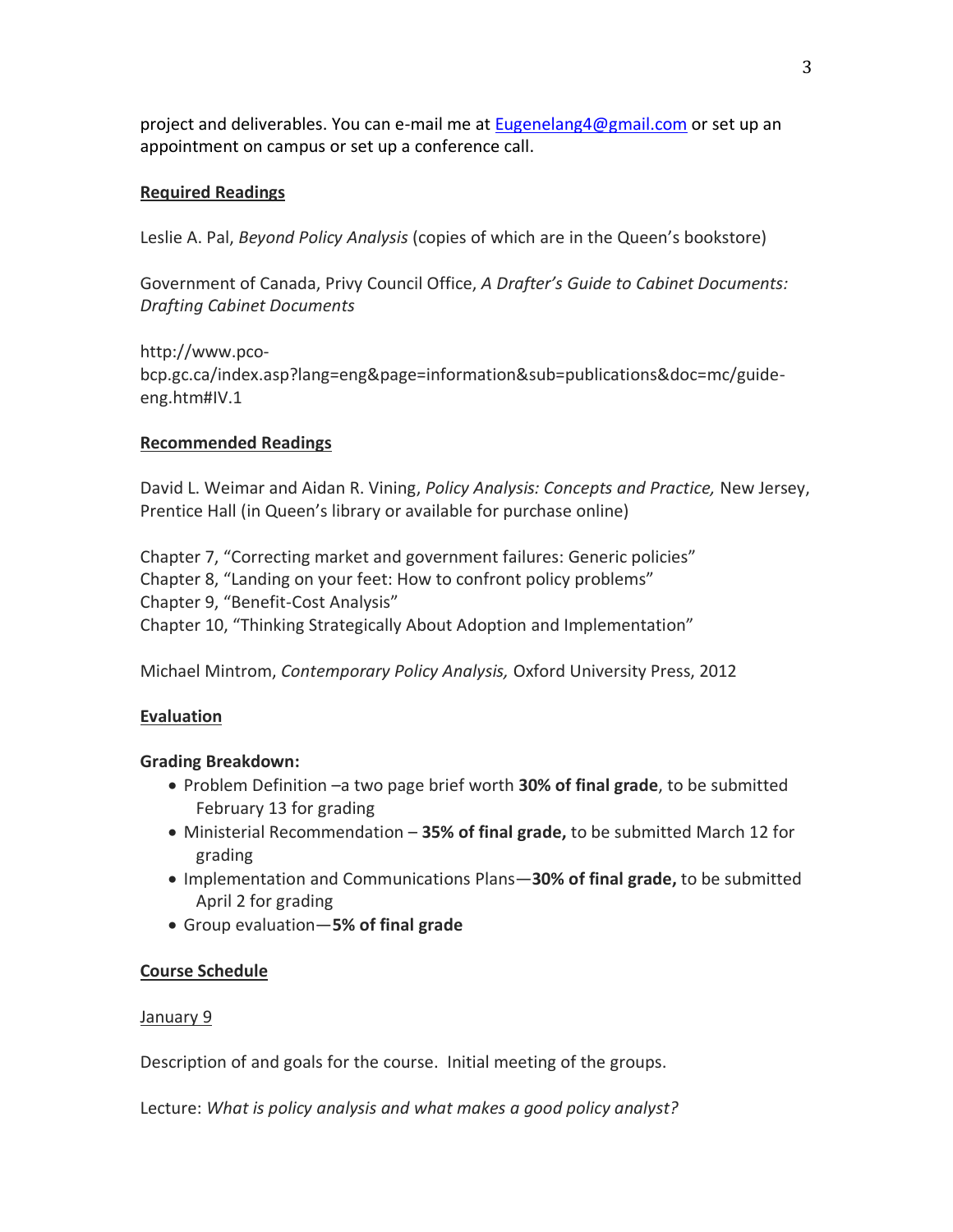project and deliverables. You can e-mail me at Eugenelang4@gmail.com or set up an appointment on campus or set up a conference call.

## Required Readings

Leslie A. Pal, *Beyond Policy Analysis* (copies of which are in the Queen's bookstore)

Government of Canada, Privy Council Office, *A Drafter's Guide to Cabinet Documents: Drafting Cabinet Documents*

http://www.pco-bcp.gc.ca/index.asp?lang=eng&page=information&sub=publications&doc=mc/guide-eng.htm#IV.1

## Recommended Readings

David L. Weimar and Aidan R. Vining, *Policy Analysis: Concepts and Practice,* New Jersey, Prentice Hall (in Queen's library or available for purchase online)

Chapter 7, "Correcting market and government failures: Generic policies"
Chapter 8, "Landing on your feet: How to confront policy problems"
Chapter 9, "Benefit-Cost Analysis"
Chapter 10, "Thinking Strategically About Adoption and Implementation"

Michael Mintrom, *Contemporary Policy Analysis,* Oxford University Press, 2012

## Evaluation

**Grading Breakdown:**

- Problem Definition –a two page brief worth **30% of final grade**, to be submitted February 13 for grading
- Ministerial Recommendation – **35% of final grade,** to be submitted March 12 for grading
- Implementation and Communications Plans—**30% of final grade,** to be submitted April 2 for grading
- Group evaluation—**5% of final grade**

## Course Schedule

January 9

Description of and goals for the course. Initial meeting of the groups.

Lecture: *What is policy analysis and what makes a good policy analyst?*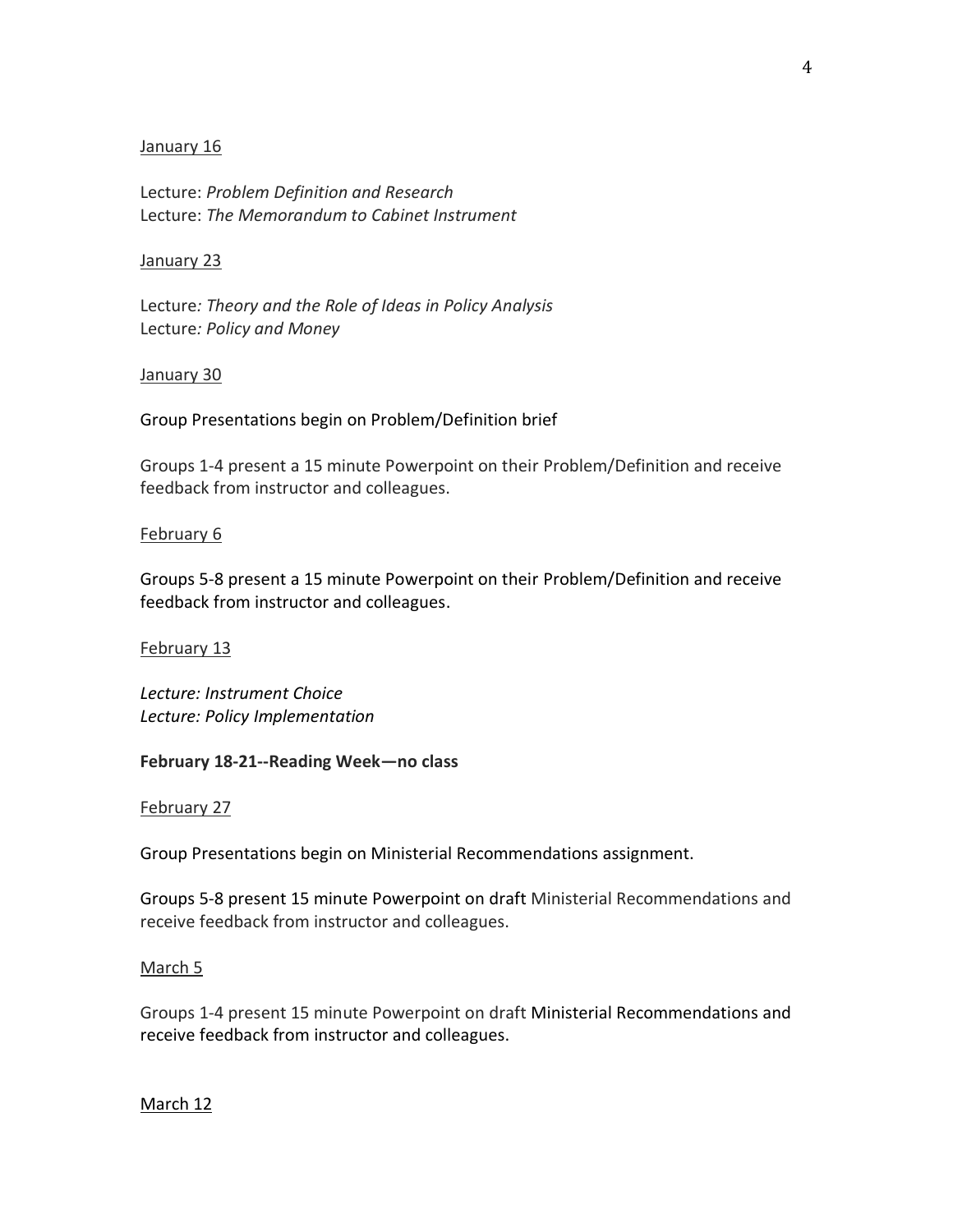January 16

Lecture: *Problem Definition and Research*
Lecture: *The Memorandum to Cabinet Instrument*

January 23

Lecture*: Theory and the Role of Ideas in Policy Analysis*
Lecture*: Policy and Money*

January 30

Group Presentations begin on Problem/Definition brief

Groups 1-4 present a 15 minute Powerpoint on their Problem/Definition and receive feedback from instructor and colleagues.

February 6

Groups 5-8 present a 15 minute Powerpoint on their Problem/Definition and receive feedback from instructor and colleagues.

February 13

*Lecture: Instrument Choice*
*Lecture: Policy Implementation*

**February 18-21--Reading Week—no class**

February 27

Group Presentations begin on Ministerial Recommendations assignment.

Groups 5-8 present 15 minute Powerpoint on draft Ministerial Recommendations and receive feedback from instructor and colleagues.

March 5

Groups 1-4 present 15 minute Powerpoint on draft Ministerial Recommendations and receive feedback from instructor and colleagues.

March 12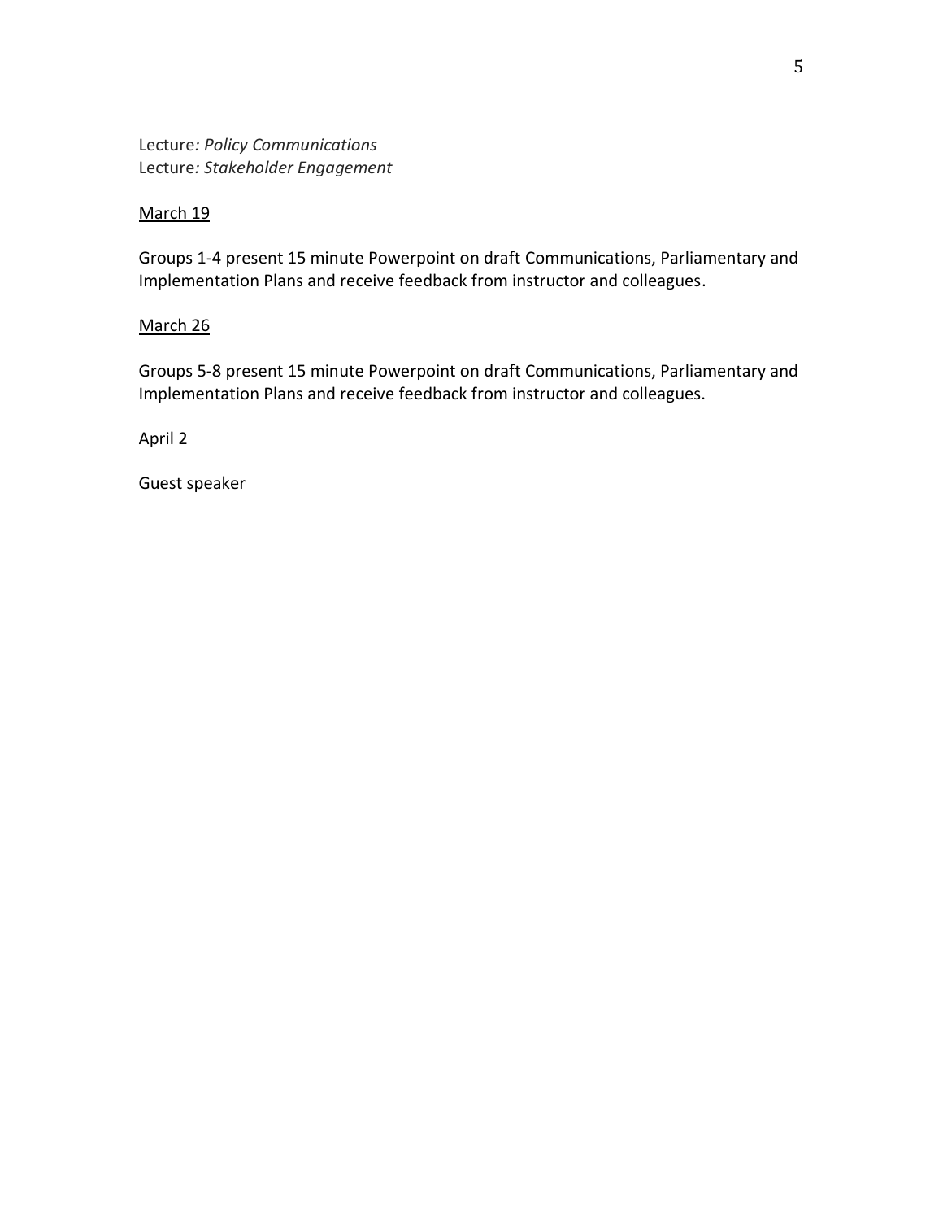Lecture*: Policy Communications*
Lecture*: Stakeholder Engagement*

<u>March 19</u>

Groups 1-4 present 15 minute Powerpoint on draft Communications, Parliamentary and Implementation Plans and receive feedback from instructor and colleagues.

<u>March 26</u>

Groups 5-8 present 15 minute Powerpoint on draft Communications, Parliamentary and Implementation Plans and receive feedback from instructor and colleagues.

<u>April 2</u>

Guest speaker